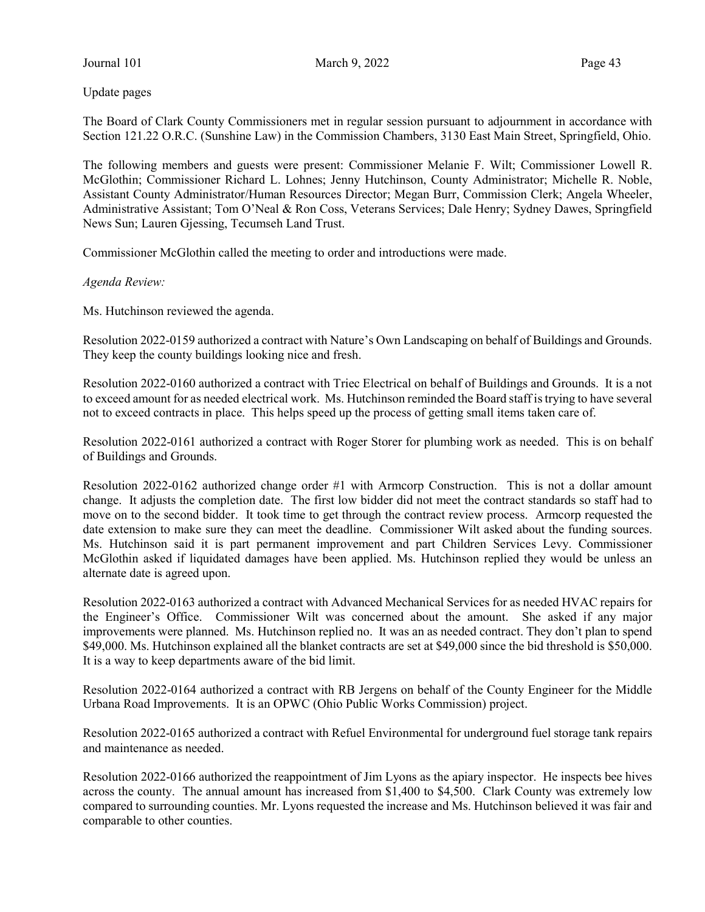Update pages

The Board of Clark County Commissioners met in regular session pursuant to adjournment in accordance with Section 121.22 O.R.C. (Sunshine Law) in the Commission Chambers, 3130 East Main Street, Springfield, Ohio.

The following members and guests were present: Commissioner Melanie F. Wilt; Commissioner Lowell R. McGlothin; Commissioner Richard L. Lohnes; Jenny Hutchinson, County Administrator; Michelle R. Noble, Assistant County Administrator/Human Resources Director; Megan Burr, Commission Clerk; Angela Wheeler, Administrative Assistant; Tom O'Neal & Ron Coss, Veterans Services; Dale Henry; Sydney Dawes, Springfield News Sun; Lauren Gjessing, Tecumseh Land Trust.

Commissioner McGlothin called the meeting to order and introductions were made.

*Agenda Review:*

Ms. Hutchinson reviewed the agenda.

Resolution 2022-0159 authorized a contract with Nature's Own Landscaping on behalf of Buildings and Grounds. They keep the county buildings looking nice and fresh.

Resolution 2022-0160 authorized a contract with Triec Electrical on behalf of Buildings and Grounds. It is a not to exceed amount for as needed electrical work. Ms. Hutchinson reminded the Board staff is trying to have several not to exceed contracts in place. This helps speed up the process of getting small items taken care of.

Resolution 2022-0161 authorized a contract with Roger Storer for plumbing work as needed. This is on behalf of Buildings and Grounds.

Resolution 2022-0162 authorized change order #1 with Armcorp Construction. This is not a dollar amount change. It adjusts the completion date. The first low bidder did not meet the contract standards so staff had to move on to the second bidder. It took time to get through the contract review process. Armcorp requested the date extension to make sure they can meet the deadline. Commissioner Wilt asked about the funding sources. Ms. Hutchinson said it is part permanent improvement and part Children Services Levy. Commissioner McGlothin asked if liquidated damages have been applied. Ms. Hutchinson replied they would be unless an alternate date is agreed upon.

Resolution 2022-0163 authorized a contract with Advanced Mechanical Services for as needed HVAC repairs for the Engineer's Office. Commissioner Wilt was concerned about the amount. She asked if any major improvements were planned. Ms. Hutchinson replied no. It was an as needed contract. They don't plan to spend $49,000. Ms. Hutchinson explained all the blanket contracts are set at $49,000 since the bid threshold is $50,000. It is a way to keep departments aware of the bid limit.

Resolution 2022-0164 authorized a contract with RB Jergens on behalf of the County Engineer for the Middle Urbana Road Improvements. It is an OPWC (Ohio Public Works Commission) project.

Resolution 2022-0165 authorized a contract with Refuel Environmental for underground fuel storage tank repairs and maintenance as needed.

Resolution 2022-0166 authorized the reappointment of Jim Lyons as the apiary inspector. He inspects bee hives across the county. The annual amount has increased from $1,400 to $4,500. Clark County was extremely low compared to surrounding counties. Mr. Lyons requested the increase and Ms. Hutchinson believed it was fair and comparable to other counties.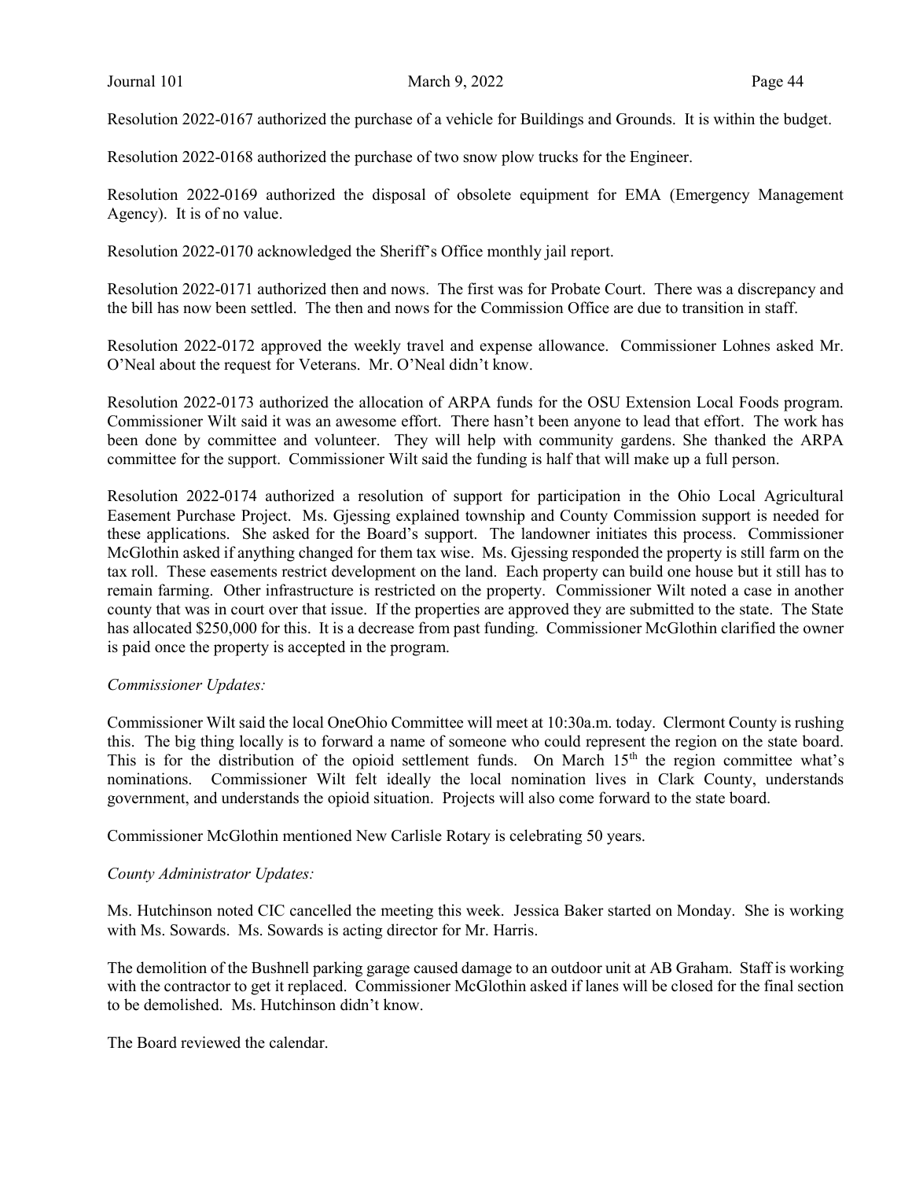Resolution 2022-0167 authorized the purchase of a vehicle for Buildings and Grounds. It is within the budget.

Resolution 2022-0168 authorized the purchase of two snow plow trucks for the Engineer.

Resolution 2022-0169 authorized the disposal of obsolete equipment for EMA (Emergency Management Agency). It is of no value.

Resolution 2022-0170 acknowledged the Sheriff's Office monthly jail report.

Resolution 2022-0171 authorized then and nows. The first was for Probate Court. There was a discrepancy and the bill has now been settled. The then and nows for the Commission Office are due to transition in staff.

Resolution 2022-0172 approved the weekly travel and expense allowance. Commissioner Lohnes asked Mr. O'Neal about the request for Veterans. Mr. O'Neal didn't know.

Resolution 2022-0173 authorized the allocation of ARPA funds for the OSU Extension Local Foods program. Commissioner Wilt said it was an awesome effort. There hasn't been anyone to lead that effort. The work has been done by committee and volunteer. They will help with community gardens. She thanked the ARPA committee for the support. Commissioner Wilt said the funding is half that will make up a full person.

Resolution 2022-0174 authorized a resolution of support for participation in the Ohio Local Agricultural Easement Purchase Project. Ms. Gjessing explained township and County Commission support is needed for these applications. She asked for the Board's support. The landowner initiates this process. Commissioner McGlothin asked if anything changed for them tax wise. Ms. Gjessing responded the property is still farm on the tax roll. These easements restrict development on the land. Each property can build one house but it still has to remain farming. Other infrastructure is restricted on the property. Commissioner Wilt noted a case in another county that was in court over that issue. If the properties are approved they are submitted to the state. The State has allocated $250,000 for this. It is a decrease from past funding. Commissioner McGlothin clarified the owner is paid once the property is accepted in the program.

*Commissioner Updates:*

Commissioner Wilt said the local OneOhio Committee will meet at 10:30a.m. today. Clermont County is rushing this. The big thing locally is to forward a name of someone who could represent the region on the state board. This is for the distribution of the opioid settlement funds. On March 15th the region committee what's nominations. Commissioner Wilt felt ideally the local nomination lives in Clark County, understands government, and understands the opioid situation. Projects will also come forward to the state board.

Commissioner McGlothin mentioned New Carlisle Rotary is celebrating 50 years.

*County Administrator Updates:*

Ms. Hutchinson noted CIC cancelled the meeting this week. Jessica Baker started on Monday. She is working with Ms. Sowards. Ms. Sowards is acting director for Mr. Harris.

The demolition of the Bushnell parking garage caused damage to an outdoor unit at AB Graham. Staff is working with the contractor to get it replaced. Commissioner McGlothin asked if lanes will be closed for the final section to be demolished. Ms. Hutchinson didn't know.

The Board reviewed the calendar.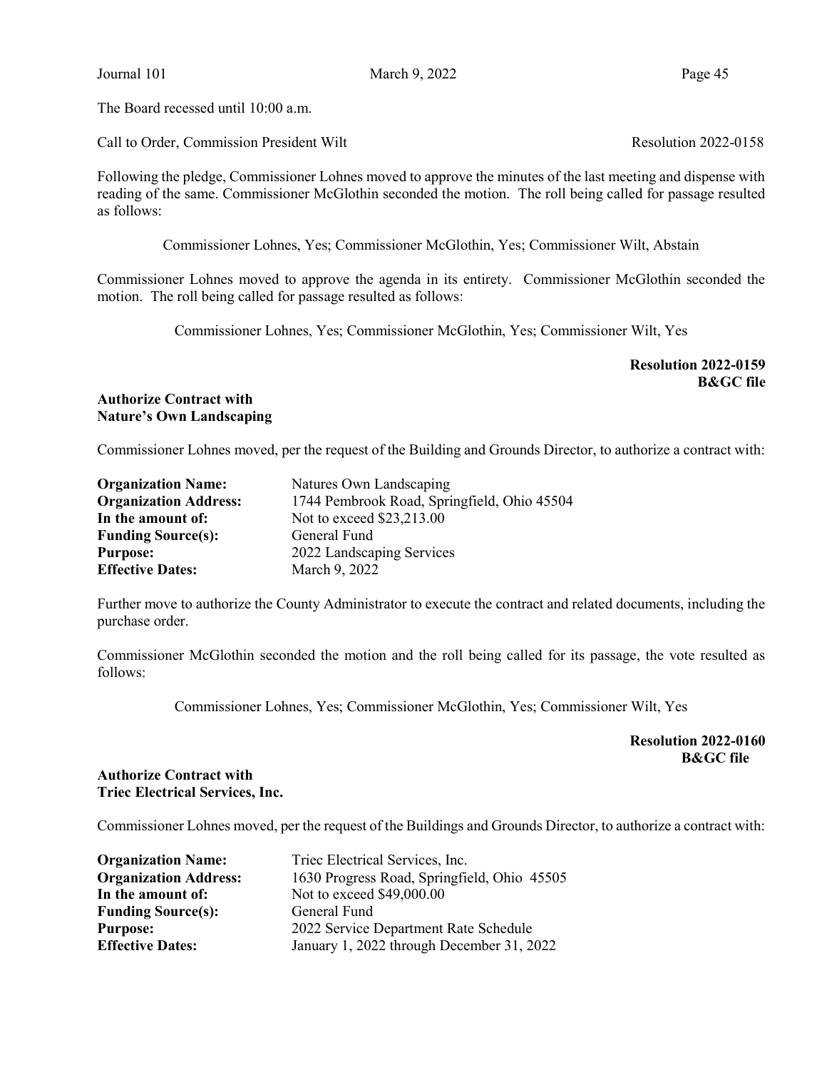The Board recessed until 10:00 a.m.

Call to Order, Commission President Wilt  Resolution 2022-0158

Following the pledge, Commissioner Lohnes moved to approve the minutes of the last meeting and dispense with reading of the same. Commissioner McGlothin seconded the motion. The roll being called for passage resulted as follows:

Commissioner Lohnes, Yes; Commissioner McGlothin, Yes; Commissioner Wilt, Abstain

Commissioner Lohnes moved to approve the agenda in its entirety. Commissioner McGlothin seconded the motion. The roll being called for passage resulted as follows:

Commissioner Lohnes, Yes; Commissioner McGlothin, Yes; Commissioner Wilt, Yes

**Resolution 2022-0159**
**B&GC file**

**Authorize Contract with Nature's Own Landscaping**

Commissioner Lohnes moved, per the request of the Building and Grounds Director, to authorize a contract with:

| | |
|---|---|
| **Organization Name:** | Natures Own Landscaping |
| **Organization Address:** | 1744 Pembrook Road, Springfield, Ohio 45504 |
| **In the amount of:** | Not to exceed $23,213.00 |
| **Funding Source(s):** | General Fund |
| **Purpose:** | 2022 Landscaping Services |
| **Effective Dates:** | March 9, 2022 |

Further move to authorize the County Administrator to execute the contract and related documents, including the purchase order.

Commissioner McGlothin seconded the motion and the roll being called for its passage, the vote resulted as follows:

Commissioner Lohnes, Yes; Commissioner McGlothin, Yes; Commissioner Wilt, Yes

**Resolution 2022-0160**
**B&GC file**

**Authorize Contract with Triec Electrical Services, Inc.**

Commissioner Lohnes moved, per the request of the Buildings and Grounds Director, to authorize a contract with:

| | |
|---|---|
| **Organization Name:** | Triec Electrical Services, Inc. |
| **Organization Address:** | 1630 Progress Road, Springfield, Ohio 45505 |
| **In the amount of:** | Not to exceed $49,000.00 |
| **Funding Source(s):** | General Fund |
| **Purpose:** | 2022 Service Department Rate Schedule |
| **Effective Dates:** | January 1, 2022 through December 31, 2022 |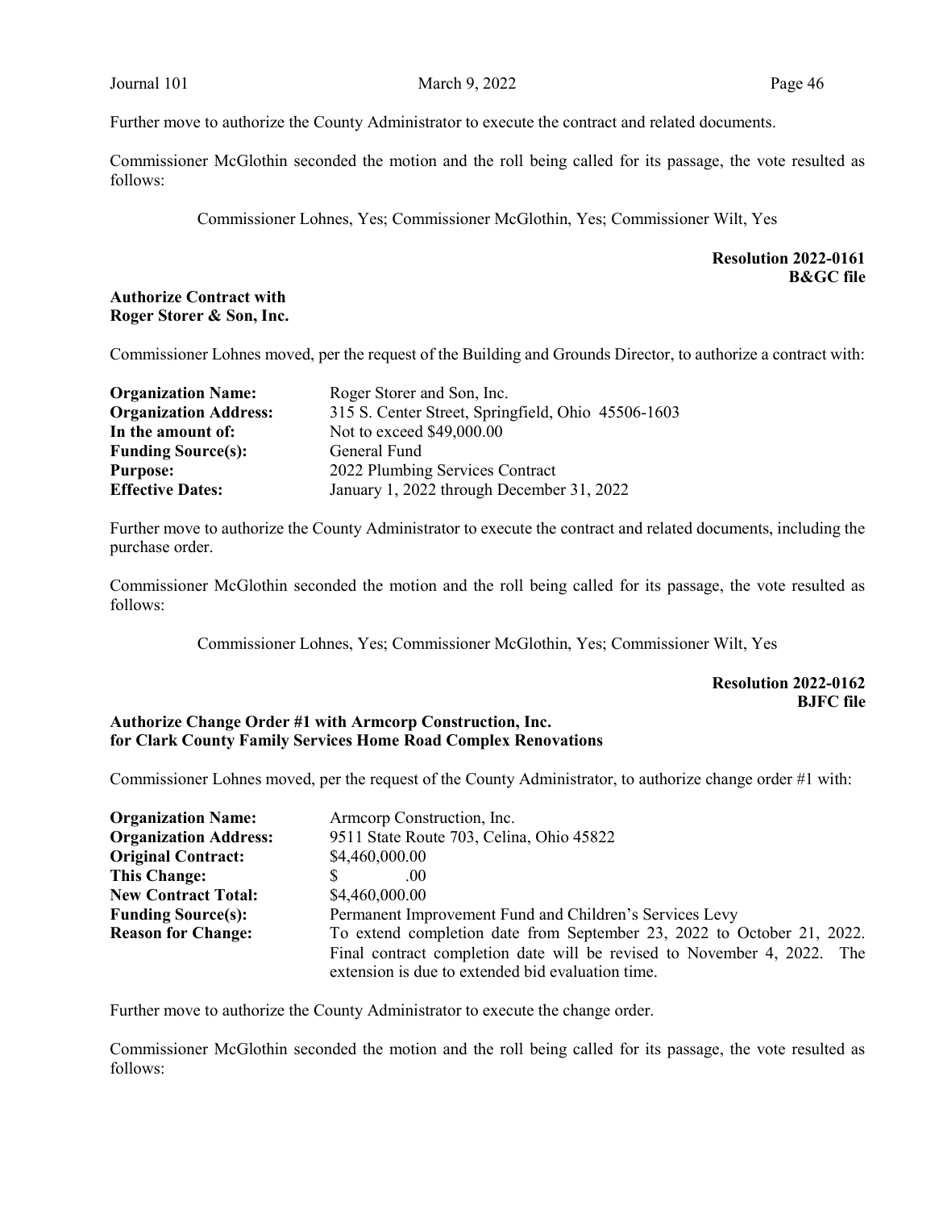Further move to authorize the County Administrator to execute the contract and related documents.

Commissioner McGlothin seconded the motion and the roll being called for its passage, the vote resulted as follows:

Commissioner Lohnes, Yes; Commissioner McGlothin, Yes; Commissioner Wilt, Yes

**Resolution 2022-0161**
**B&GC file**

**Authorize Contract with**
**Roger Storer & Son, Inc.**

Commissioner Lohnes moved, per the request of the Building and Grounds Director, to authorize a contract with:

| | |
|---|---|
| **Organization Name:** | Roger Storer and Son, Inc. |
| **Organization Address:** | 315 S. Center Street, Springfield, Ohio 45506-1603 |
| **In the amount of:** | Not to exceed $49,000.00 |
| **Funding Source(s):** | General Fund |
| **Purpose:** | 2022 Plumbing Services Contract |
| **Effective Dates:** | January 1, 2022 through December 31, 2022 |

Further move to authorize the County Administrator to execute the contract and related documents, including the purchase order.

Commissioner McGlothin seconded the motion and the roll being called for its passage, the vote resulted as follows:

Commissioner Lohnes, Yes; Commissioner McGlothin, Yes; Commissioner Wilt, Yes

**Resolution 2022-0162**
**BJFC file**

**Authorize Change Order #1 with Armcorp Construction, Inc.**
**for Clark County Family Services Home Road Complex Renovations**

Commissioner Lohnes moved, per the request of the County Administrator, to authorize change order #1 with:

| | |
|---|---|
| **Organization Name:** | Armcorp Construction, Inc. |
| **Organization Address:** | 9511 State Route 703, Celina, Ohio 45822 |
| **Original Contract:** | $4,460,000.00 |
| **This Change:** | $ .00 |
| **New Contract Total:** | $4,460,000.00 |
| **Funding Source(s):** | Permanent Improvement Fund and Children's Services Levy |
| **Reason for Change:** | To extend completion date from September 23, 2022 to October 21, 2022. Final contract completion date will be revised to November 4, 2022. The extension is due to extended bid evaluation time. |

Further move to authorize the County Administrator to execute the change order.

Commissioner McGlothin seconded the motion and the roll being called for its passage, the vote resulted as follows: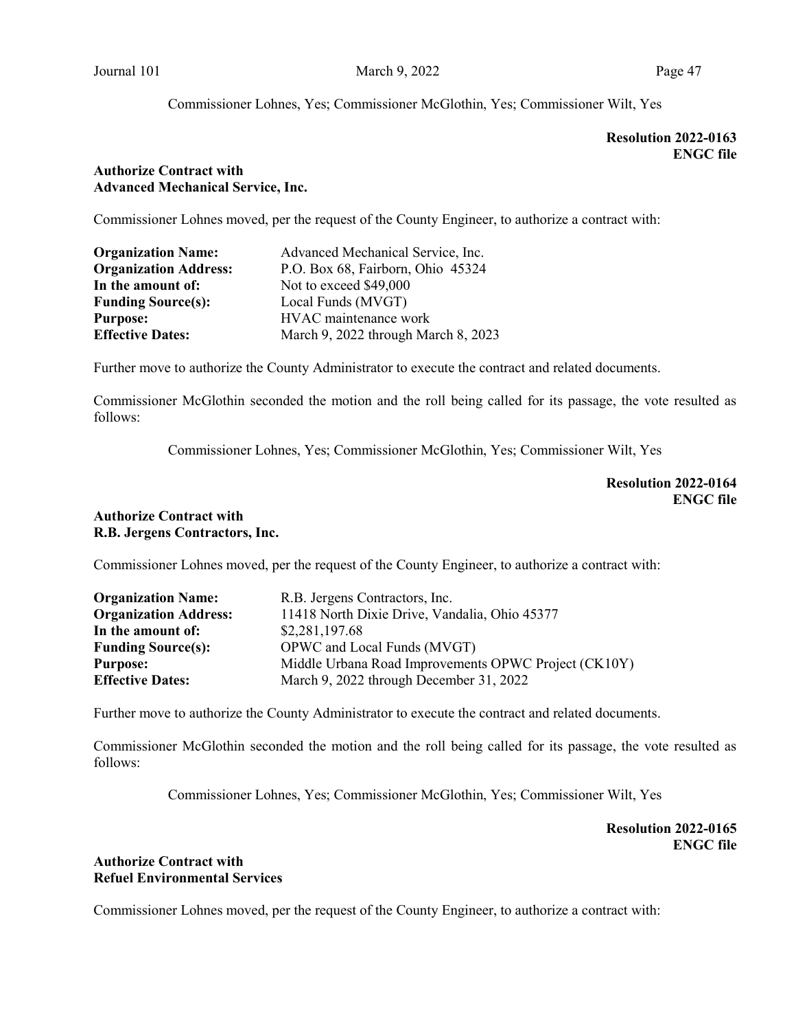Commissioner Lohnes, Yes; Commissioner McGlothin, Yes; Commissioner Wilt, Yes

**Resolution 2022-0163**
**ENGC file**

**Authorize Contract with**
**Advanced Mechanical Service, Inc.**

Commissioner Lohnes moved, per the request of the County Engineer, to authorize a contract with:

| | |
|---|---|
| **Organization Name:** | Advanced Mechanical Service, Inc. |
| **Organization Address:** | P.O. Box 68, Fairborn, Ohio 45324 |
| **In the amount of:** | Not to exceed $49,000 |
| **Funding Source(s):** | Local Funds (MVGT) |
| **Purpose:** | HVAC maintenance work |
| **Effective Dates:** | March 9, 2022 through March 8, 2023 |

Further move to authorize the County Administrator to execute the contract and related documents.

Commissioner McGlothin seconded the motion and the roll being called for its passage, the vote resulted as follows:

Commissioner Lohnes, Yes; Commissioner McGlothin, Yes; Commissioner Wilt, Yes

**Resolution 2022-0164**
**ENGC file**

**Authorize Contract with**
**R.B. Jergens Contractors, Inc.**

Commissioner Lohnes moved, per the request of the County Engineer, to authorize a contract with:

| | |
|---|---|
| **Organization Name:** | R.B. Jergens Contractors, Inc. |
| **Organization Address:** | 11418 North Dixie Drive, Vandalia, Ohio 45377 |
| **In the amount of:** | $2,281,197.68 |
| **Funding Source(s):** | OPWC and Local Funds (MVGT) |
| **Purpose:** | Middle Urbana Road Improvements OPWC Project (CK10Y) |
| **Effective Dates:** | March 9, 2022 through December 31, 2022 |

Further move to authorize the County Administrator to execute the contract and related documents.

Commissioner McGlothin seconded the motion and the roll being called for its passage, the vote resulted as follows:

Commissioner Lohnes, Yes; Commissioner McGlothin, Yes; Commissioner Wilt, Yes

**Resolution 2022-0165**
**ENGC file**

**Authorize Contract with**
**Refuel Environmental Services**

Commissioner Lohnes moved, per the request of the County Engineer, to authorize a contract with: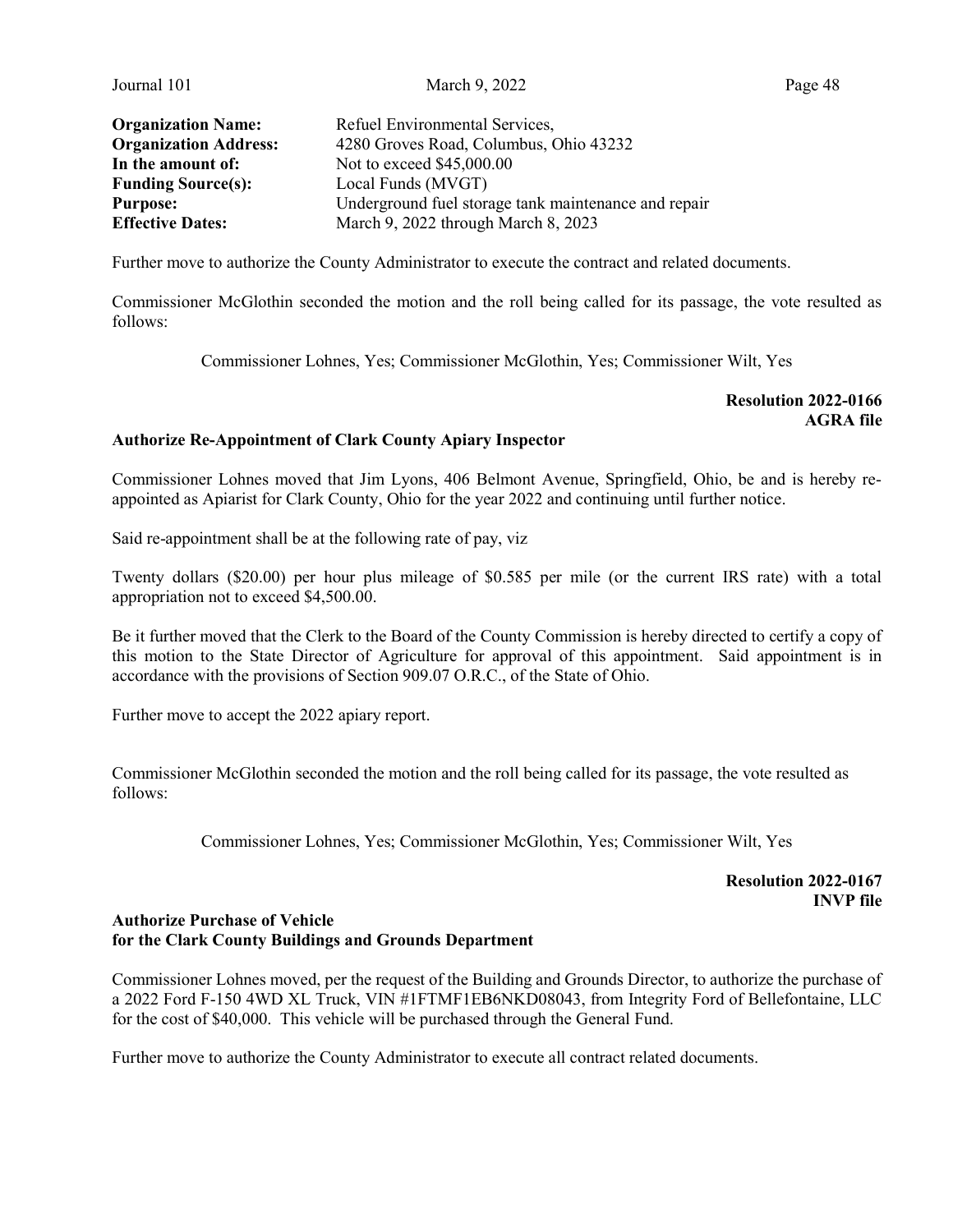| | |
|---|---|
| **Organization Name:** | Refuel Environmental Services, |
| **Organization Address:** | 4280 Groves Road, Columbus, Ohio 43232 |
| **In the amount of:** | Not to exceed $45,000.00 |
| **Funding Source(s):** | Local Funds (MVGT) |
| **Purpose:** | Underground fuel storage tank maintenance and repair |
| **Effective Dates:** | March 9, 2022 through March 8, 2023 |

Further move to authorize the County Administrator to execute the contract and related documents.

Commissioner McGlothin seconded the motion and the roll being called for its passage, the vote resulted as follows:

Commissioner Lohnes, Yes; Commissioner McGlothin, Yes; Commissioner Wilt, Yes

**Resolution 2022-0166**
**AGRA file**

**Authorize Re-Appointment of Clark County Apiary Inspector**

Commissioner Lohnes moved that Jim Lyons, 406 Belmont Avenue, Springfield, Ohio, be and is hereby re-appointed as Apiarist for Clark County, Ohio for the year 2022 and continuing until further notice.

Said re-appointment shall be at the following rate of pay, viz

Twenty dollars ($20.00) per hour plus mileage of $0.585 per mile (or the current IRS rate) with a total appropriation not to exceed $4,500.00.

Be it further moved that the Clerk to the Board of the County Commission is hereby directed to certify a copy of this motion to the State Director of Agriculture for approval of this appointment. Said appointment is in accordance with the provisions of Section 909.07 O.R.C., of the State of Ohio.

Further move to accept the 2022 apiary report.

Commissioner McGlothin seconded the motion and the roll being called for its passage, the vote resulted as follows:

Commissioner Lohnes, Yes; Commissioner McGlothin, Yes; Commissioner Wilt, Yes

**Resolution 2022-0167**
**INVP file**

**Authorize Purchase of Vehicle**
**for the Clark County Buildings and Grounds Department**

Commissioner Lohnes moved, per the request of the Building and Grounds Director, to authorize the purchase of a 2022 Ford F-150 4WD XL Truck, VIN #1FTMF1EB6NKD08043, from Integrity Ford of Bellefontaine, LLC for the cost of $40,000. This vehicle will be purchased through the General Fund.

Further move to authorize the County Administrator to execute all contract related documents.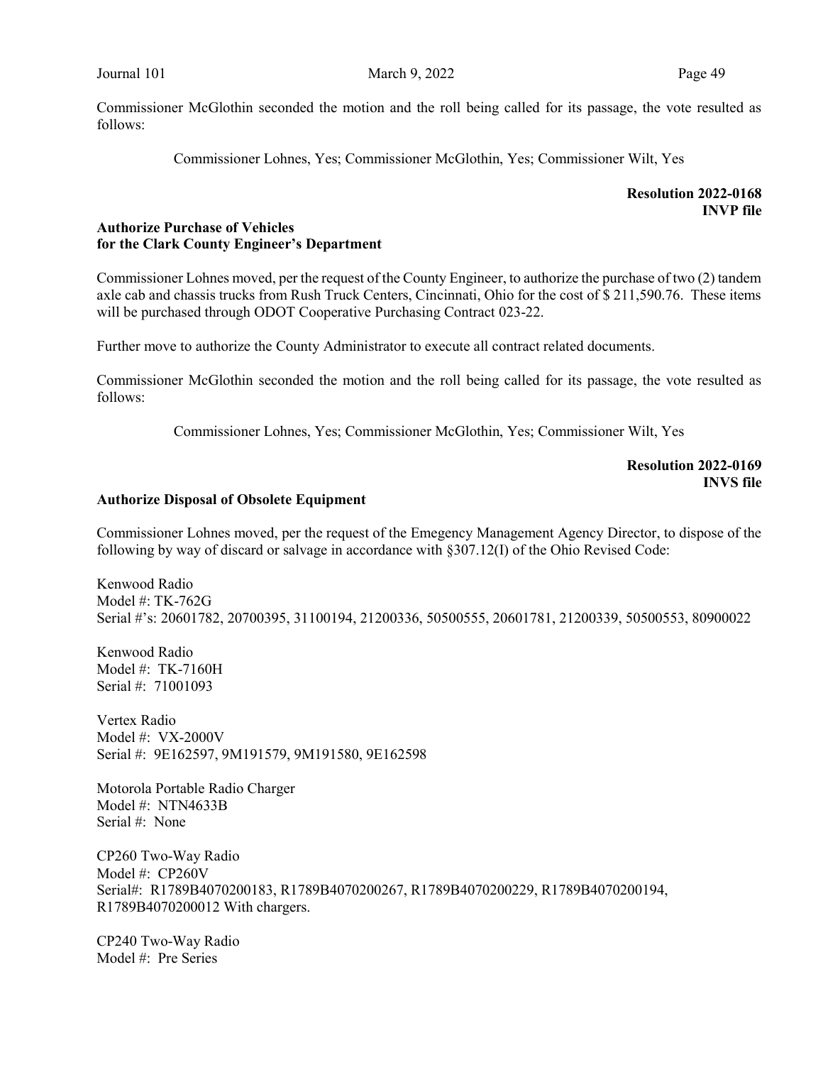Commissioner McGlothin seconded the motion and the roll being called for its passage, the vote resulted as follows:

Commissioner Lohnes, Yes; Commissioner McGlothin, Yes; Commissioner Wilt, Yes

**Resolution 2022-0168**
**INVP file**

**Authorize Purchase of Vehicles for the Clark County Engineer's Department**

Commissioner Lohnes moved, per the request of the County Engineer, to authorize the purchase of two (2) tandem axle cab and chassis trucks from Rush Truck Centers, Cincinnati, Ohio for the cost of $ 211,590.76. These items will be purchased through ODOT Cooperative Purchasing Contract 023-22.

Further move to authorize the County Administrator to execute all contract related documents.

Commissioner McGlothin seconded the motion and the roll being called for its passage, the vote resulted as follows:

Commissioner Lohnes, Yes; Commissioner McGlothin, Yes; Commissioner Wilt, Yes

**Resolution 2022-0169**
**INVS file**

**Authorize Disposal of Obsolete Equipment**

Commissioner Lohnes moved, per the request of the Emegency Management Agency Director, to dispose of the following by way of discard or salvage in accordance with §307.12(I) of the Ohio Revised Code:

Kenwood Radio
Model #: TK-762G
Serial #'s: 20601782, 20700395, 31100194, 21200336, 50500555, 20601781, 21200339, 50500553, 80900022

Kenwood Radio
Model #: TK-7160H
Serial #: 71001093

Vertex Radio
Model #: VX-2000V
Serial #: 9E162597, 9M191579, 9M191580, 9E162598

Motorola Portable Radio Charger
Model #: NTN4633B
Serial #: None

CP260 Two-Way Radio
Model #: CP260V
Serial#: R1789B4070200183, R1789B4070200267, R1789B4070200229, R1789B4070200194, R1789B4070200012 With chargers.

CP240 Two-Way Radio
Model #: Pre Series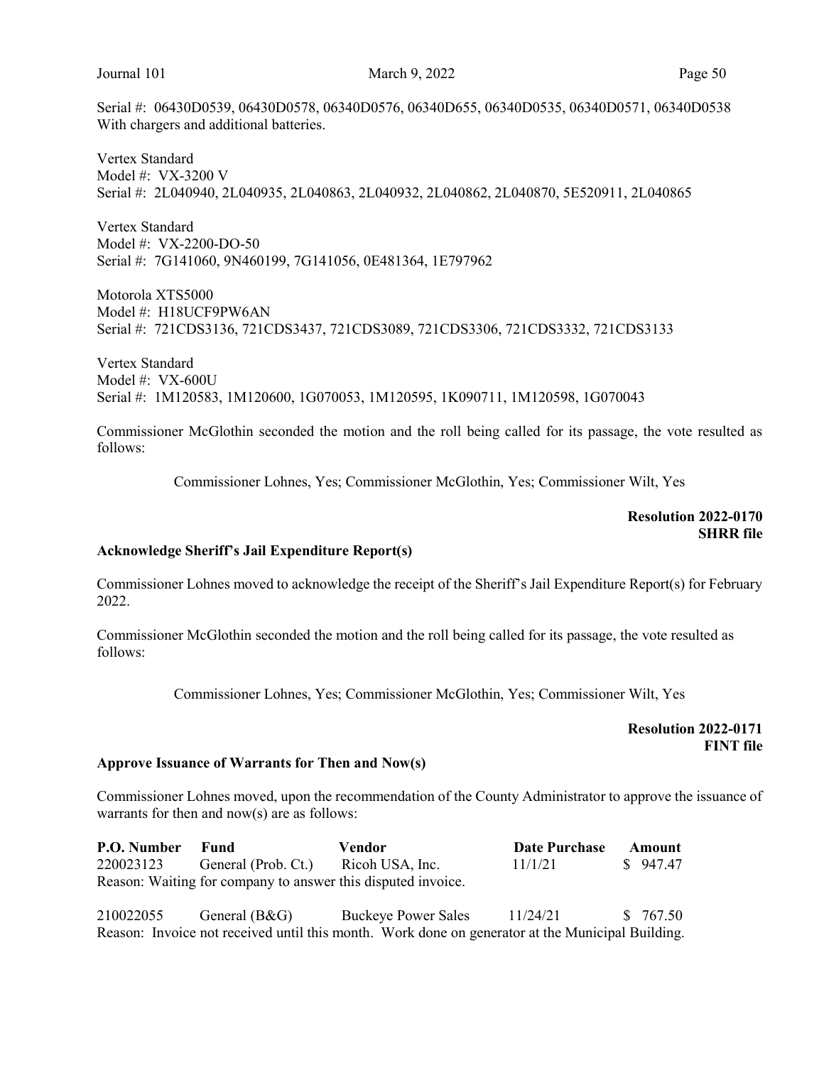Serial #: 06430D0539, 06430D0578, 06340D0576, 06340D655, 06340D0535, 06340D0571, 06340D0538
With chargers and additional batteries.

Vertex Standard
Model #: VX-3200 V
Serial #: 2L040940, 2L040935, 2L040863, 2L040932, 2L040862, 2L040870, 5E520911, 2L040865

Vertex Standard
Model #: VX-2200-DO-50
Serial #: 7G141060, 9N460199, 7G141056, 0E481364, 1E797962

Motorola XTS5000
Model #: H18UCF9PW6AN
Serial #: 721CDS3136, 721CDS3437, 721CDS3089, 721CDS3306, 721CDS3332, 721CDS3133

Vertex Standard
Model #: VX-600U
Serial #: 1M120583, 1M120600, 1G070053, 1M120595, 1K090711, 1M120598, 1G070043

Commissioner McGlothin seconded the motion and the roll being called for its passage, the vote resulted as follows:

Commissioner Lohnes, Yes; Commissioner McGlothin, Yes; Commissioner Wilt, Yes

**Resolution 2022-0170**
**SHRR file**

### Acknowledge Sheriff's Jail Expenditure Report(s)

Commissioner Lohnes moved to acknowledge the receipt of the Sheriff's Jail Expenditure Report(s) for February 2022.

Commissioner McGlothin seconded the motion and the roll being called for its passage, the vote resulted as follows:

Commissioner Lohnes, Yes; Commissioner McGlothin, Yes; Commissioner Wilt, Yes

**Resolution 2022-0171**
**FINT file**

### Approve Issuance of Warrants for Then and Now(s)

Commissioner Lohnes moved, upon the recommendation of the County Administrator to approve the issuance of warrants for then and now(s) are as follows:

| P.O. Number | Fund | Vendor | Date Purchase | Amount |
|---|---|---|---|---|
| 220023123 | General (Prob. Ct.) | Ricoh USA, Inc. | 11/1/21 | $ 947.47 |

Reason: Waiting for company to answer this disputed invoice.

| P.O. Number | Fund | Vendor | Date Purchase | Amount |
|---|---|---|---|---|
| 210022055 | General (B&G) | Buckeye Power Sales | 11/24/21 | $ 767.50 |

Reason: Invoice not received until this month. Work done on generator at the Municipal Building.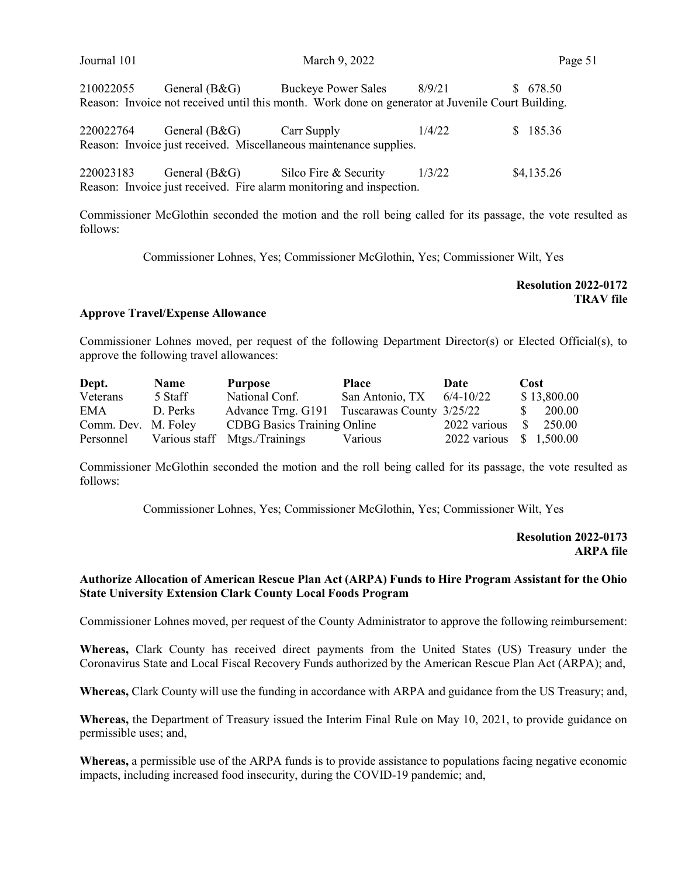| | | | | |
|---|---|---|---|---|
| 210022055 | General (B&G) | Buckeye Power Sales | 8/9/21 | $ 678.50 |

Reason: Invoice not received until this month. Work done on generator at Juvenile Court Building.

| | | | | |
|---|---|---|---|---|
| 220022764 | General (B&G) | Carr Supply | 1/4/22 | $ 185.36 |

Reason: Invoice just received. Miscellaneous maintenance supplies.

| | | | | |
|---|---|---|---|---|
| 220023183 | General (B&G) | Silco Fire & Security | 1/3/22 | $4,135.26 |

Reason: Invoice just received. Fire alarm monitoring and inspection.

Commissioner McGlothin seconded the motion and the roll being called for its passage, the vote resulted as follows:

Commissioner Lohnes, Yes; Commissioner McGlothin, Yes; Commissioner Wilt, Yes

**Resolution 2022-0172**
**TRAV file**

**Approve Travel/Expense Allowance**

Commissioner Lohnes moved, per request of the following Department Director(s) or Elected Official(s), to approve the following travel allowances:

| Dept. | Name | Purpose | Place | Date | Cost |
|---|---|---|---|---|---|
| Veterans | 5 Staff | National Conf. | San Antonio, TX | 6/4-10/22 | $ 13,800.00 |
| EMA | D. Perks | Advance Trng. G191 | Tuscarawas County | 3/25/22 | $ 200.00 |
| Comm. Dev. | M. Foley | CDBG Basics Training Online | | 2022 various | $ 250.00 |
| Personnel | Various staff | Mtgs./Trainings | Various | 2022 various | $ 1,500.00 |

Commissioner McGlothin seconded the motion and the roll being called for its passage, the vote resulted as follows:

Commissioner Lohnes, Yes; Commissioner McGlothin, Yes; Commissioner Wilt, Yes

**Resolution 2022-0173**
**ARPA file**

**Authorize Allocation of American Rescue Plan Act (ARPA) Funds to Hire Program Assistant for the Ohio State University Extension Clark County Local Foods Program**

Commissioner Lohnes moved, per request of the County Administrator to approve the following reimbursement:

**Whereas,** Clark County has received direct payments from the United States (US) Treasury under the Coronavirus State and Local Fiscal Recovery Funds authorized by the American Rescue Plan Act (ARPA); and,

**Whereas,** Clark County will use the funding in accordance with ARPA and guidance from the US Treasury; and,

**Whereas,** the Department of Treasury issued the Interim Final Rule on May 10, 2021, to provide guidance on permissible uses; and,

**Whereas,** a permissible use of the ARPA funds is to provide assistance to populations facing negative economic impacts, including increased food insecurity, during the COVID-19 pandemic; and,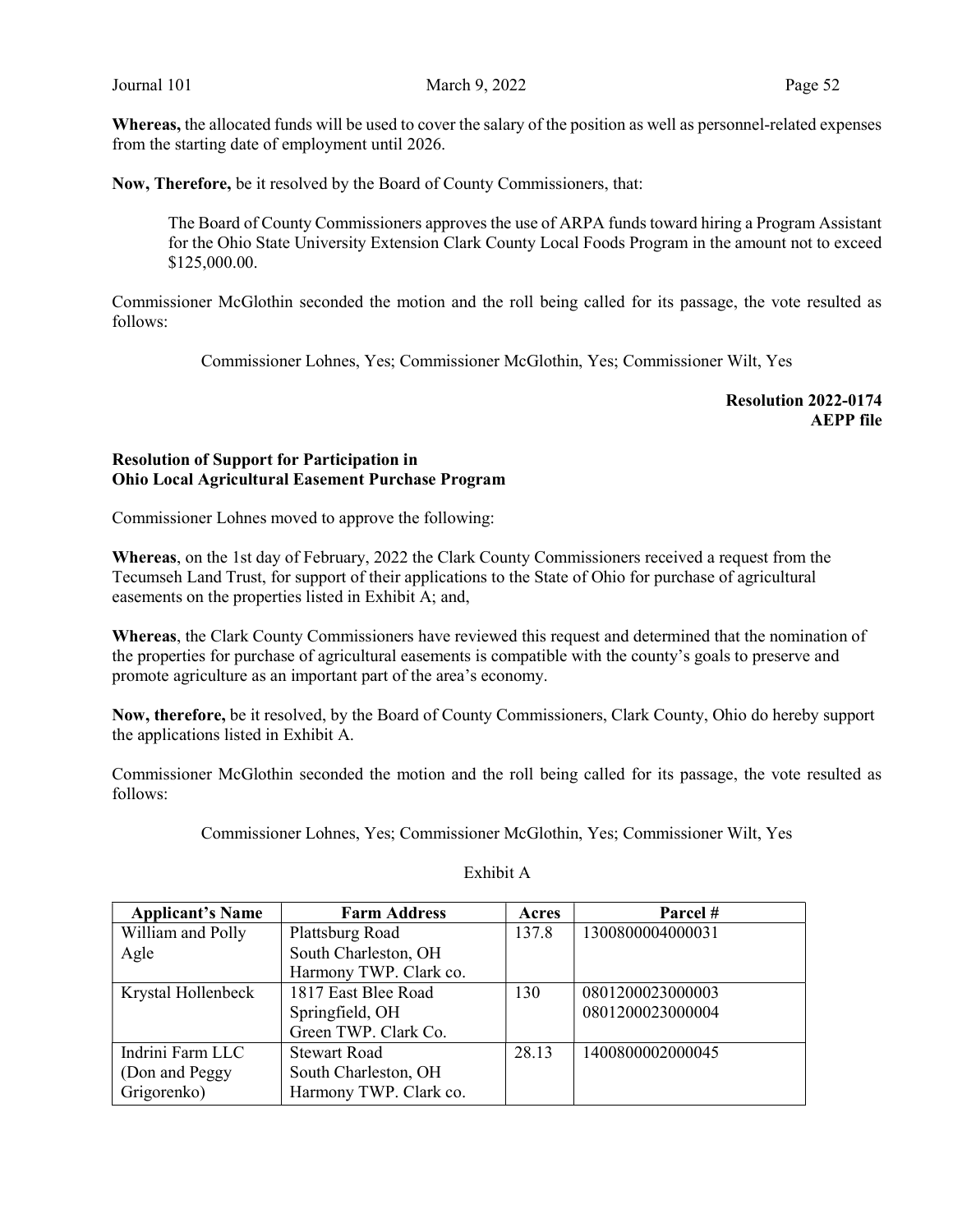**Whereas,** the allocated funds will be used to cover the salary of the position as well as personnel-related expenses from the starting date of employment until 2026.

**Now, Therefore,** be it resolved by the Board of County Commissioners, that:

> The Board of County Commissioners approves the use of ARPA funds toward hiring a Program Assistant for the Ohio State University Extension Clark County Local Foods Program in the amount not to exceed $125,000.00.

Commissioner McGlothin seconded the motion and the roll being called for its passage, the vote resulted as follows:

Commissioner Lohnes, Yes; Commissioner McGlothin, Yes; Commissioner Wilt, Yes

**Resolution 2022-0174**
**AEPP file**

**Resolution of Support for Participation in Ohio Local Agricultural Easement Purchase Program**

Commissioner Lohnes moved to approve the following:

**Whereas**, on the 1st day of February, 2022 the Clark County Commissioners received a request from the Tecumseh Land Trust, for support of their applications to the State of Ohio for purchase of agricultural easements on the properties listed in Exhibit A; and,

**Whereas**, the Clark County Commissioners have reviewed this request and determined that the nomination of the properties for purchase of agricultural easements is compatible with the county's goals to preserve and promote agriculture as an important part of the area's economy.

**Now, therefore,** be it resolved, by the Board of County Commissioners, Clark County, Ohio do hereby support the applications listed in Exhibit A.

Commissioner McGlothin seconded the motion and the roll being called for its passage, the vote resulted as follows:

Commissioner Lohnes, Yes; Commissioner McGlothin, Yes; Commissioner Wilt, Yes

Exhibit A

| Applicant's Name | Farm Address | Acres | Parcel # |
|---|---|---|---|
| William and Polly Agle | Plattsburg Road<br>South Charleston, OH<br>Harmony TWP. Clark co. | 137.8 | 1300800004000031 |
| Krystal Hollenbeck | 1817 East Blee Road<br>Springfield, OH<br>Green TWP. Clark Co. | 130 | 0801200023000003<br>0801200023000004 |
| Indrini Farm LLC (Don and Peggy Grigorenko) | Stewart Road<br>South Charleston, OH<br>Harmony TWP. Clark co. | 28.13 | 1400800002000045 |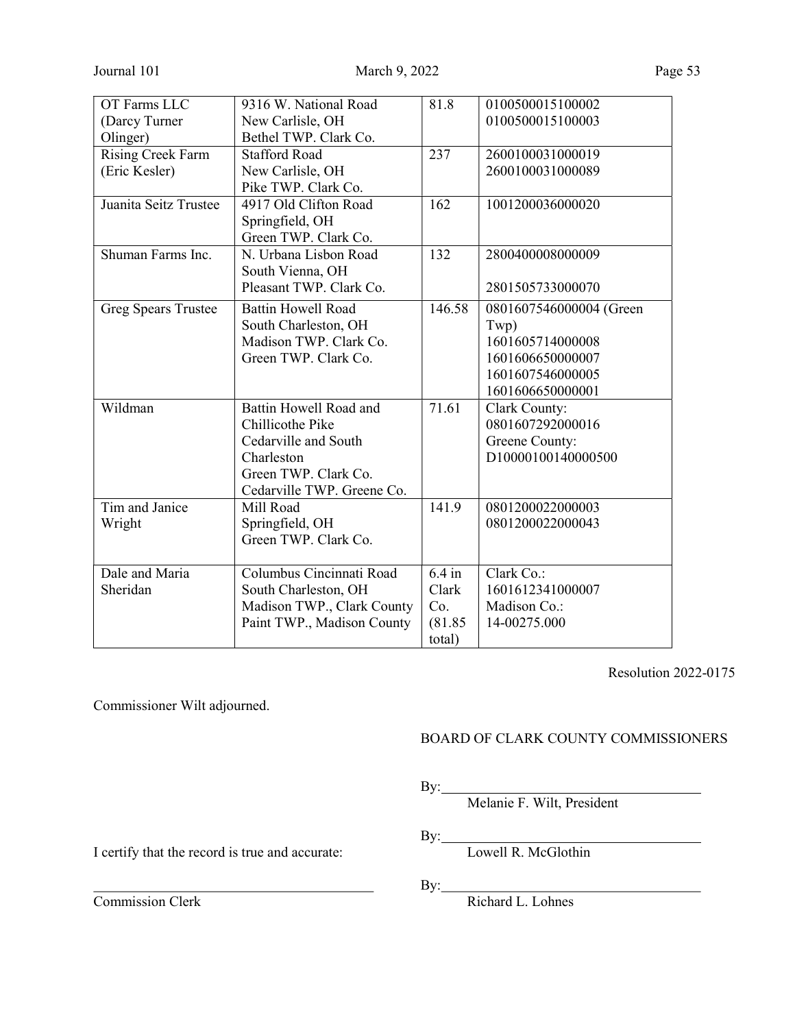| | | | |
|---|---|---|---|
| OT Farms LLC (Darcy Turner Olinger) | 9316 W. National Road New Carlisle, OH Bethel TWP. Clark Co. | 81.8 | 0100500015100002 0100500015100003 |
| Rising Creek Farm (Eric Kesler) | Stafford Road New Carlisle, OH Pike TWP. Clark Co. | 237 | 2600100031000019 2600100031000089 |
| Juanita Seitz Trustee | 4917 Old Clifton Road Springfield, OH Green TWP. Clark Co. | 162 | 1001200036000020 |
| Shuman Farms Inc. | N. Urbana Lisbon Road South Vienna, OH Pleasant TWP. Clark Co. | 132 | 2800400008000009 2801505733000070 |
| Greg Spears Trustee | Battin Howell Road South Charleston, OH Madison TWP. Clark Co. Green TWP. Clark Co. | 146.58 | 0801607546000004 (Green Twp) 1601605714000008 1601606650000007 1601607546000005 1601606650000001 |
| Wildman | Battin Howell Road and Chillicothe Pike Cedarville and South Charleston Green TWP. Clark Co. Cedarville TWP. Greene Co. | 71.61 | Clark County: 0801607292000016 Greene County: D10000100140000500 |
| Tim and Janice Wright | Mill Road Springfield, OH Green TWP. Clark Co. | 141.9 | 0801200022000003 0801200022000043 |
| Dale and Maria Sheridan | Columbus Cincinnati Road South Charleston, OH Madison TWP., Clark County Paint TWP., Madison County | 6.4 in Clark Co. (81.85 total) | Clark Co.: 1601612341000007 Madison Co.: 14-00275.000 |

Resolution 2022-0175

Commissioner Wilt adjourned.

BOARD OF CLARK COUNTY COMMISSIONERS

By:\_\_\_\_\_\_\_\_\_\_\_\_\_\_\_\_\_\_\_\_\_\_\_\_\_\_\_\_\_\_
Melanie F. Wilt, President

By:\_\_\_\_\_\_\_\_\_\_\_\_\_\_\_\_\_\_\_\_\_\_\_\_\_\_\_\_\_\_
Lowell R. McGlothin

I certify that the record is true and accurate:

\_\_\_\_\_\_\_\_\_\_\_\_\_\_\_\_\_\_\_\_\_\_\_\_\_\_\_\_\_\_
Commission Clerk

By:\_\_\_\_\_\_\_\_\_\_\_\_\_\_\_\_\_\_\_\_\_\_\_\_\_\_\_\_\_\_
Richard L. Lohnes